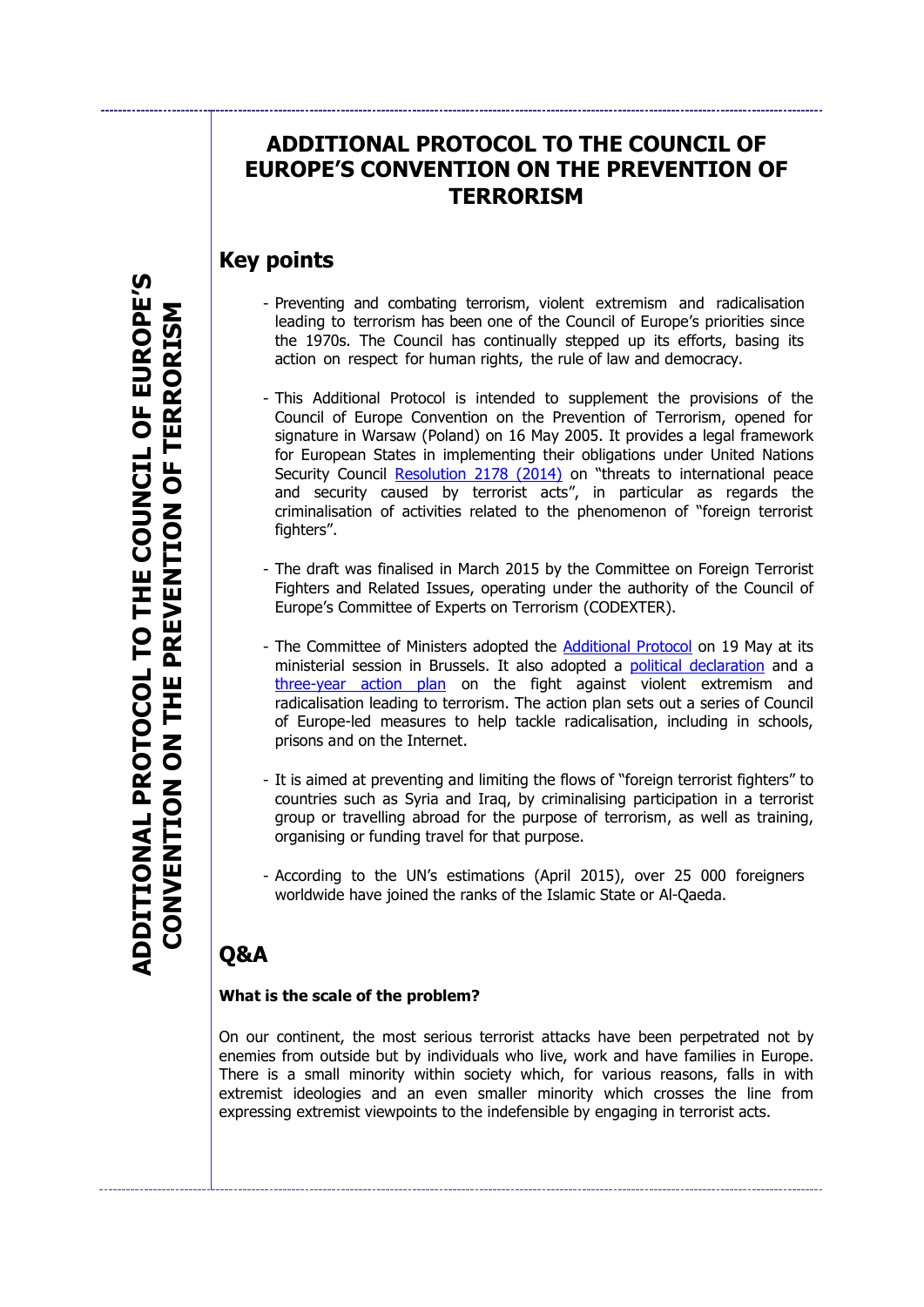# ADDITIONAL PROTOCOL TO THE COUNCIL OF EUROPE'S CONVENTION ON THE PREVENTION OF TERRORISM

## Key points

- Preventing and combating terrorism, violent extremism and radicalisation leading to terrorism has been one of the Council of Europe's priorities since the 1970s. The Council has continually stepped up its efforts, basing its action on respect for human rights, the rule of law and democracy.

- This Additional Protocol is intended to supplement the provisions of the Council of Europe Convention on the Prevention of Terrorism, opened for signature in Warsaw (Poland) on 16 May 2005. It provides a legal framework for European States in implementing their obligations under United Nations Security Council Resolution 2178 (2014) on "threats to international peace and security caused by terrorist acts", in particular as regards the criminalisation of activities related to the phenomenon of "foreign terrorist fighters".

- The draft was finalised in March 2015 by the Committee on Foreign Terrorist Fighters and Related Issues, operating under the authority of the Council of Europe's Committee of Experts on Terrorism (CODEXTER).

- The Committee of Ministers adopted the Additional Protocol on 19 May at its ministerial session in Brussels. It also adopted a political declaration and a three-year action plan on the fight against violent extremism and radicalisation leading to terrorism. The action plan sets out a series of Council of Europe-led measures to help tackle radicalisation, including in schools, prisons and on the Internet.

- It is aimed at preventing and limiting the flows of "foreign terrorist fighters" to countries such as Syria and Iraq, by criminalising participation in a terrorist group or travelling abroad for the purpose of terrorism, as well as training, organising or funding travel for that purpose.

- According to the UN's estimations (April 2015), over 25 000 foreigners worldwide have joined the ranks of the Islamic State or Al-Qaeda.

## Q&A

**What is the scale of the problem?**

On our continent, the most serious terrorist attacks have been perpetrated not by enemies from outside but by individuals who live, work and have families in Europe. There is a small minority within society which, for various reasons, falls in with extremist ideologies and an even smaller minority which crosses the line from expressing extremist viewpoints to the indefensible by engaging in terrorist acts.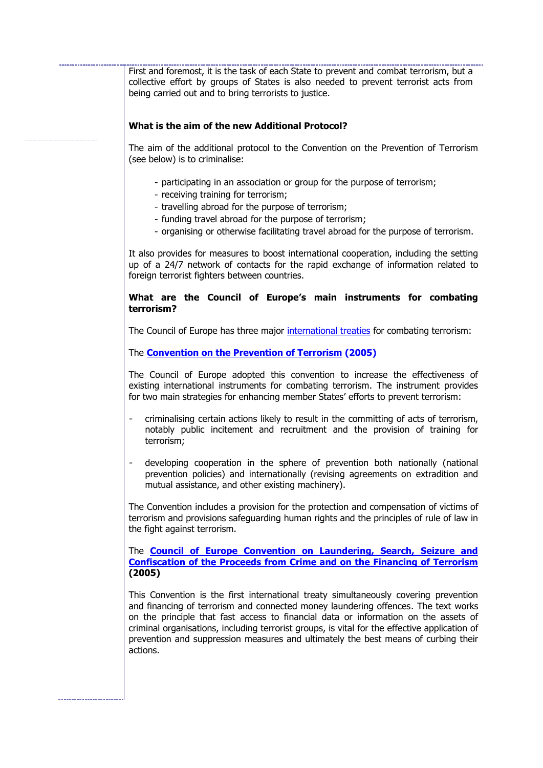First and foremost, it is the task of each State to prevent and combat terrorism, but a collective effort by groups of States is also needed to prevent terrorist acts from being carried out and to bring terrorists to justice.

**What is the aim of the new Additional Protocol?**

The aim of the additional protocol to the Convention on the Prevention of Terrorism (see below) is to criminalise:

- participating in an association or group for the purpose of terrorism;
- receiving training for terrorism;
- travelling abroad for the purpose of terrorism;
- funding travel abroad for the purpose of terrorism;
- organising or otherwise facilitating travel abroad for the purpose of terrorism.

It also provides for measures to boost international cooperation, including the setting up of a 24/7 network of contacts for the rapid exchange of information related to foreign terrorist fighters between countries.

**What are the Council of Europe's main instruments for combating terrorism?**

The Council of Europe has three major international treaties for combating terrorism:

The **Convention on the Prevention of Terrorism (2005)**

The Council of Europe adopted this convention to increase the effectiveness of existing international instruments for combating terrorism. The instrument provides for two main strategies for enhancing member States' efforts to prevent terrorism:

- criminalising certain actions likely to result in the committing of acts of terrorism, notably public incitement and recruitment and the provision of training for terrorism;
- developing cooperation in the sphere of prevention both nationally (national prevention policies) and internationally (revising agreements on extradition and mutual assistance, and other existing machinery).

The Convention includes a provision for the protection and compensation of victims of terrorism and provisions safeguarding human rights and the principles of rule of law in the fight against terrorism.

The **Council of Europe Convention on Laundering, Search, Seizure and Confiscation of the Proceeds from Crime and on the Financing of Terrorism (2005)**

This Convention is the first international treaty simultaneously covering prevention and financing of terrorism and connected money laundering offences. The text works on the principle that fast access to financial data or information on the assets of criminal organisations, including terrorist groups, is vital for the effective application of prevention and suppression measures and ultimately the best means of curbing their actions.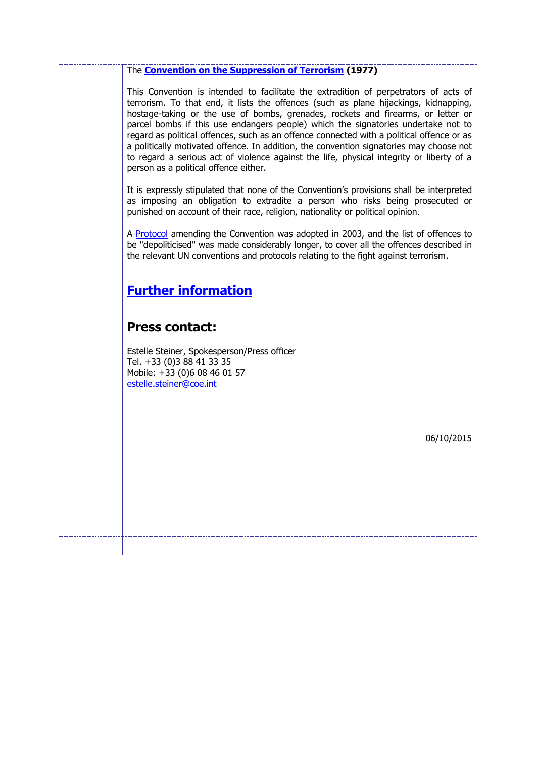The **Convention on the Suppression of Terrorism (1977)**

This Convention is intended to facilitate the extradition of perpetrators of acts of terrorism. To that end, it lists the offences (such as plane hijackings, kidnapping, hostage-taking or the use of bombs, grenades, rockets and firearms, or letter or parcel bombs if this use endangers people) which the signatories undertake not to regard as political offences, such as an offence connected with a political offence or as a politically motivated offence. In addition, the convention signatories may choose not to regard a serious act of violence against the life, physical integrity or liberty of a person as a political offence either.

It is expressly stipulated that none of the Convention's provisions shall be interpreted as imposing an obligation to extradite a person who risks being prosecuted or punished on account of their race, religion, nationality or political opinion.

A Protocol amending the Convention was adopted in 2003, and the list of offences to be "depoliticised" was made considerably longer, to cover all the offences described in the relevant UN conventions and protocols relating to the fight against terrorism.

## Further information

## Press contact:

Estelle Steiner, Spokesperson/Press officer
Tel. +33 (0)3 88 41 33 35
Mobile: +33 (0)6 08 46 01 57
estelle.steiner@coe.int

06/10/2015